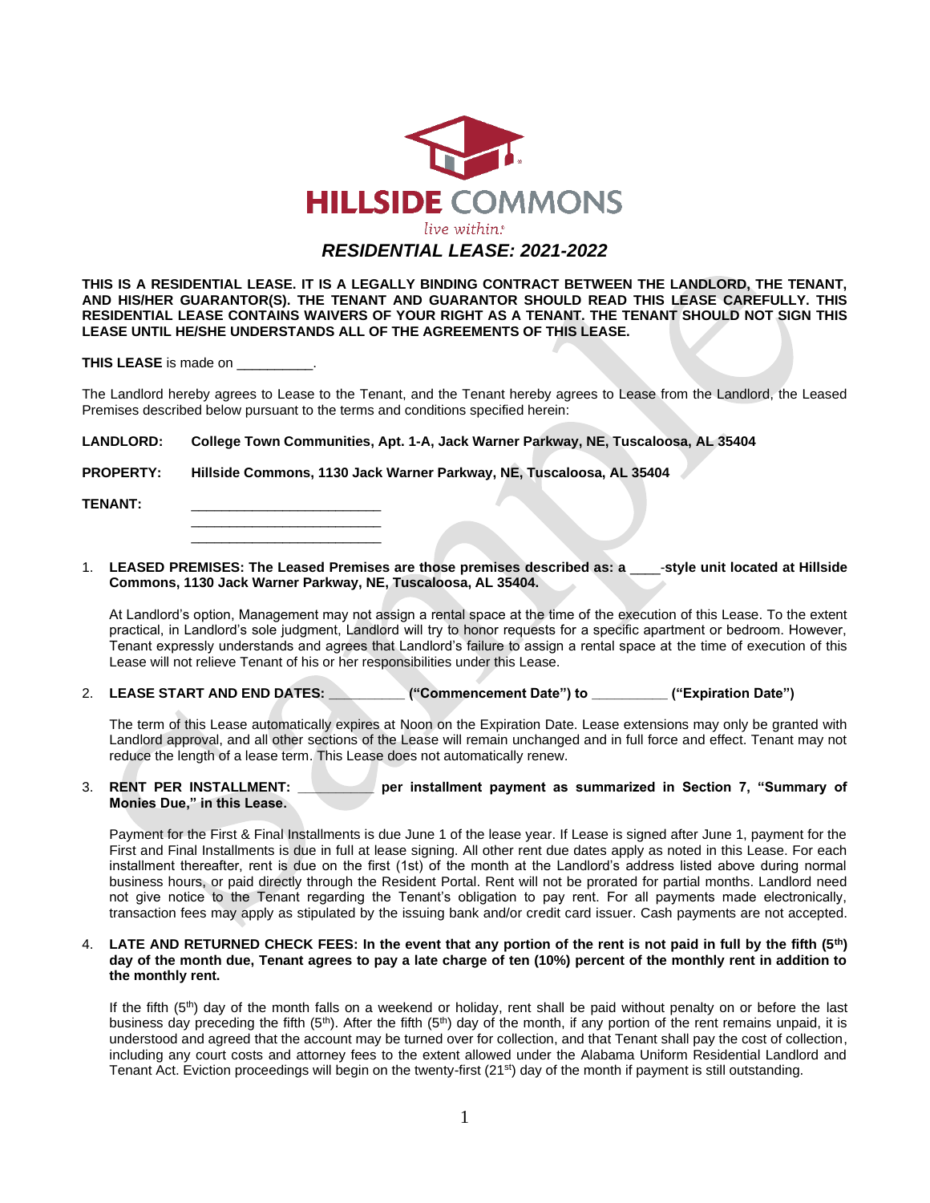# HILLSIDE COMMONS

*live within*

## *RESIDENTIAL LEASE: 2021-2022*

**THIS IS A RESIDENTIAL LEASE. IT IS A LEGALLY BINDING CONTRACT BETWEEN THE LANDLORD, THE TENANT, AND HIS/HER GUARANTOR(S). THE TENANT AND GUARANTOR SHOULD READ THIS LEASE CAREFULLY. THIS RESIDENTIAL LEASE CONTAINS WAIVERS OF YOUR RIGHT AS A TENANT. THE TENANT SHOULD NOT SIGN THIS LEASE UNTIL HE/SHE UNDERSTANDS ALL OF THE AGREEMENTS OF THIS LEASE.**

**THIS LEASE** is made on __________.

The Landlord hereby agrees to Lease to the Tenant, and the Tenant hereby agrees to Lease from the Landlord, the Leased Premises described below pursuant to the terms and conditions specified herein:

**LANDLORD:** **College Town Communities, Apt. 1-A, Jack Warner Parkway, NE, Tuscaloosa, AL 35404**

**PROPERTY:** **Hillside Commons, 1130 Jack Warner Parkway, NE, Tuscaloosa, AL 35404**

**TENANT:** _________________________
_________________________
_________________________

1. **LEASED PREMISES: The Leased Premises are those premises described as: a ____-style unit located at Hillside Commons, 1130 Jack Warner Parkway, NE, Tuscaloosa, AL 35404.**

   At Landlord's option, Management may not assign a rental space at the time of the execution of this Lease. To the extent practical, in Landlord's sole judgment, Landlord will try to honor requests for a specific apartment or bedroom. However, Tenant expressly understands and agrees that Landlord's failure to assign a rental space at the time of execution of this Lease will not relieve Tenant of his or her responsibilities under this Lease.

2. **LEASE START AND END DATES: __________ ("Commencement Date") to __________ ("Expiration Date")**

   The term of this Lease automatically expires at Noon on the Expiration Date. Lease extensions may only be granted with Landlord approval, and all other sections of the Lease will remain unchanged and in full force and effect. Tenant may not reduce the length of a lease term. This Lease does not automatically renew.

3. **RENT PER INSTALLMENT: __________ per installment payment as summarized in Section 7, "Summary of Monies Due," in this Lease.**

   Payment for the First & Final Installments is due June 1 of the lease year. If Lease is signed after June 1, payment for the First and Final Installments is due in full at lease signing. All other rent due dates apply as noted in this Lease. For each installment thereafter, rent is due on the first (1st) of the month at the Landlord's address listed above during normal business hours, or paid directly through the Resident Portal. Rent will not be prorated for partial months. Landlord need not give notice to the Tenant regarding the Tenant's obligation to pay rent. For all payments made electronically, transaction fees may apply as stipulated by the issuing bank and/or credit card issuer. Cash payments are not accepted.

4. **LATE AND RETURNED CHECK FEES: In the event that any portion of the rent is not paid in full by the fifth (5th) day of the month due, Tenant agrees to pay a late charge of ten (10%) percent of the monthly rent in addition to the monthly rent.**

   If the fifth (5th) day of the month falls on a weekend or holiday, rent shall be paid without penalty on or before the last business day preceding the fifth (5th). After the fifth (5th) day of the month, if any portion of the rent remains unpaid, it is understood and agreed that the account may be turned over for collection, and that Tenant shall pay the cost of collection, including any court costs and attorney fees to the extent allowed under the Alabama Uniform Residential Landlord and Tenant Act. Eviction proceedings will begin on the twenty-first (21st) day of the month if payment is still outstanding.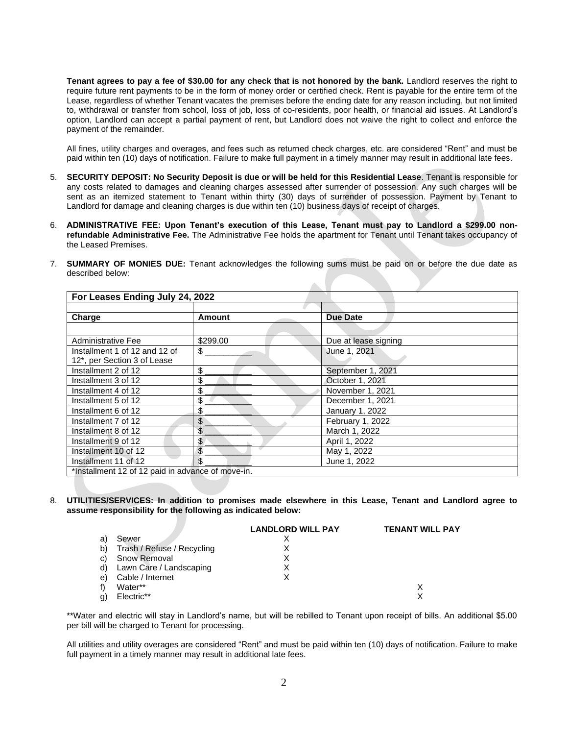**Tenant agrees to pay a fee of $30.00 for any check that is not honored by the bank.** Landlord reserves the right to require future rent payments to be in the form of money order or certified check. Rent is payable for the entire term of the Lease, regardless of whether Tenant vacates the premises before the ending date for any reason including, but not limited to, withdrawal or transfer from school, loss of job, loss of co-residents, poor health, or financial aid issues. At Landlord's option, Landlord can accept a partial payment of rent, but Landlord does not waive the right to collect and enforce the payment of the remainder.

All fines, utility charges and overages, and fees such as returned check charges, etc. are considered "Rent" and must be paid within ten (10) days of notification. Failure to make full payment in a timely manner may result in additional late fees.

5. **SECURITY DEPOSIT: No Security Deposit is due or will be held for this Residential Lease**. Tenant is responsible for any costs related to damages and cleaning charges assessed after surrender of possession. Any such charges will be sent as an itemized statement to Tenant within thirty (30) days of surrender of possession. Payment by Tenant to Landlord for damage and cleaning charges is due within ten (10) business days of receipt of charges.

6. **ADMINISTRATIVE FEE: Upon Tenant's execution of this Lease, Tenant must pay to Landlord a $299.00 non-refundable Administrative Fee.** The Administrative Fee holds the apartment for Tenant until Tenant takes occupancy of the Leased Premises.

7. **SUMMARY OF MONIES DUE:** Tenant acknowledges the following sums must be paid on or before the due date as described below:

| **For Leases Ending July 24, 2022** | | |
|---|---|---|
| **Charge** | **Amount** | **Due Date** |
| Administrative Fee | $299.00 | Due at lease signing |
| Installment 1 of 12 and 12 of 12*, per Section 3 of Lease | $ __________ | June 1, 2021 |
| Installment 2 of 12 | $ __________ | September 1, 2021 |
| Installment 3 of 12 | $ __________ | October 1, 2021 |
| Installment 4 of 12 | $ __________ | November 1, 2021 |
| Installment 5 of 12 | $ __________ | December 1, 2021 |
| Installment 6 of 12 | $ __________ | January 1, 2022 |
| Installment 7 of 12 | $ __________ | February 1, 2022 |
| Installment 8 of 12 | $ __________ | March 1, 2022 |
| Installment 9 of 12 | $ __________ | April 1, 2022 |
| Installment 10 of 12 | $ __________ | May 1, 2022 |
| Installment 11 of 12 | $ __________ | June 1, 2022 |
| *Installment 12 of 12 paid in advance of move-in. | | |

8. **UTILITIES/SERVICES: In addition to promises made elsewhere in this Lease, Tenant and Landlord agree to assume responsibility for the following as indicated below:**

| | **LANDLORD WILL PAY** | **TENANT WILL PAY** |
|---|---|---|
| a) Sewer | X | |
| b) Trash / Refuse / Recycling | X | |
| c) Snow Removal | X | |
| d) Lawn Care / Landscaping | X | |
| e) Cable / Internet | X | |
| f) Water** | | X |
| g) Electric** | | X |

**Water and electric will stay in Landlord's name, but will be rebilled to Tenant upon receipt of bills. An additional $5.00 per bill will be charged to Tenant for processing.

All utilities and utility overages are considered "Rent" and must be paid within ten (10) days of notification. Failure to make full payment in a timely manner may result in additional late fees.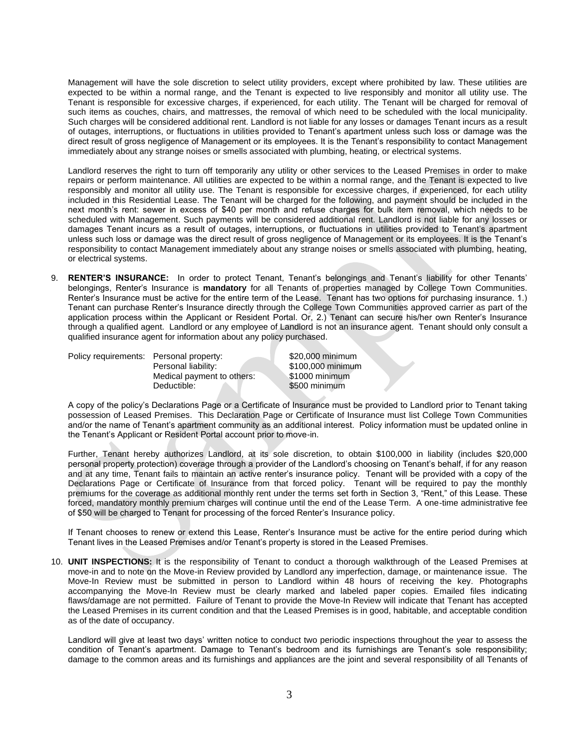Management will have the sole discretion to select utility providers, except where prohibited by law. These utilities are expected to be within a normal range, and the Tenant is expected to live responsibly and monitor all utility use. The Tenant is responsible for excessive charges, if experienced, for each utility. The Tenant will be charged for removal of such items as couches, chairs, and mattresses, the removal of which need to be scheduled with the local municipality. Such charges will be considered additional rent. Landlord is not liable for any losses or damages Tenant incurs as a result of outages, interruptions, or fluctuations in utilities provided to Tenant's apartment unless such loss or damage was the direct result of gross negligence of Management or its employees. It is the Tenant's responsibility to contact Management immediately about any strange noises or smells associated with plumbing, heating, or electrical systems.

Landlord reserves the right to turn off temporarily any utility or other services to the Leased Premises in order to make repairs or perform maintenance. All utilities are expected to be within a normal range, and the Tenant is expected to live responsibly and monitor all utility use. The Tenant is responsible for excessive charges, if experienced, for each utility included in this Residential Lease. The Tenant will be charged for the following, and payment should be included in the next month's rent: sewer in excess of $40 per month and refuse charges for bulk item removal, which needs to be scheduled with Management. Such payments will be considered additional rent. Landlord is not liable for any losses or damages Tenant incurs as a result of outages, interruptions, or fluctuations in utilities provided to Tenant's apartment unless such loss or damage was the direct result of gross negligence of Management or its employees. It is the Tenant's responsibility to contact Management immediately about any strange noises or smells associated with plumbing, heating, or electrical systems.

9. **RENTER'S INSURANCE:** In order to protect Tenant, Tenant's belongings and Tenant's liability for other Tenants' belongings, Renter's Insurance is **mandatory** for all Tenants of properties managed by College Town Communities. Renter's Insurance must be active for the entire term of the Lease. Tenant has two options for purchasing insurance. 1.) Tenant can purchase Renter's Insurance directly through the College Town Communities approved carrier as part of the application process within the Applicant or Resident Portal. Or, 2.) Tenant can secure his/her own Renter's Insurance through a qualified agent. Landlord or any employee of Landlord is not an insurance agent. Tenant should only consult a qualified insurance agent for information about any policy purchased.

| Policy requirements: | Personal property: | $20,000 minimum |
|---|---|---|
| | Personal liability: | $100,000 minimum |
| | Medical payment to others: | $1000 minimum |
| | Deductible: | $500 minimum |

A copy of the policy's Declarations Page or a Certificate of Insurance must be provided to Landlord prior to Tenant taking possession of Leased Premises. This Declaration Page or Certificate of Insurance must list College Town Communities and/or the name of Tenant's apartment community as an additional interest. Policy information must be updated online in the Tenant's Applicant or Resident Portal account prior to move-in.

Further, Tenant hereby authorizes Landlord, at its sole discretion, to obtain $100,000 in liability (includes $20,000 personal property protection) coverage through a provider of the Landlord's choosing on Tenant's behalf, if for any reason and at any time, Tenant fails to maintain an active renter's insurance policy. Tenant will be provided with a copy of the Declarations Page or Certificate of Insurance from that forced policy. Tenant will be required to pay the monthly premiums for the coverage as additional monthly rent under the terms set forth in Section 3, "Rent," of this Lease. These forced, mandatory monthly premium charges will continue until the end of the Lease Term. A one-time administrative fee of $50 will be charged to Tenant for processing of the forced Renter's Insurance policy.

If Tenant chooses to renew or extend this Lease, Renter's Insurance must be active for the entire period during which Tenant lives in the Leased Premises and/or Tenant's property is stored in the Leased Premises.

10. **UNIT INSPECTIONS:** It is the responsibility of Tenant to conduct a thorough walkthrough of the Leased Premises at move-in and to note on the Move-in Review provided by Landlord any imperfection, damage, or maintenance issue. The Move-In Review must be submitted in person to Landlord within 48 hours of receiving the key. Photographs accompanying the Move-In Review must be clearly marked and labeled paper copies. Emailed files indicating flaws/damage are not permitted. Failure of Tenant to provide the Move-In Review will indicate that Tenant has accepted the Leased Premises in its current condition and that the Leased Premises is in good, habitable, and acceptable condition as of the date of occupancy.

Landlord will give at least two days' written notice to conduct two periodic inspections throughout the year to assess the condition of Tenant's apartment. Damage to Tenant's bedroom and its furnishings are Tenant's sole responsibility; damage to the common areas and its furnishings and appliances are the joint and several responsibility of all Tenants of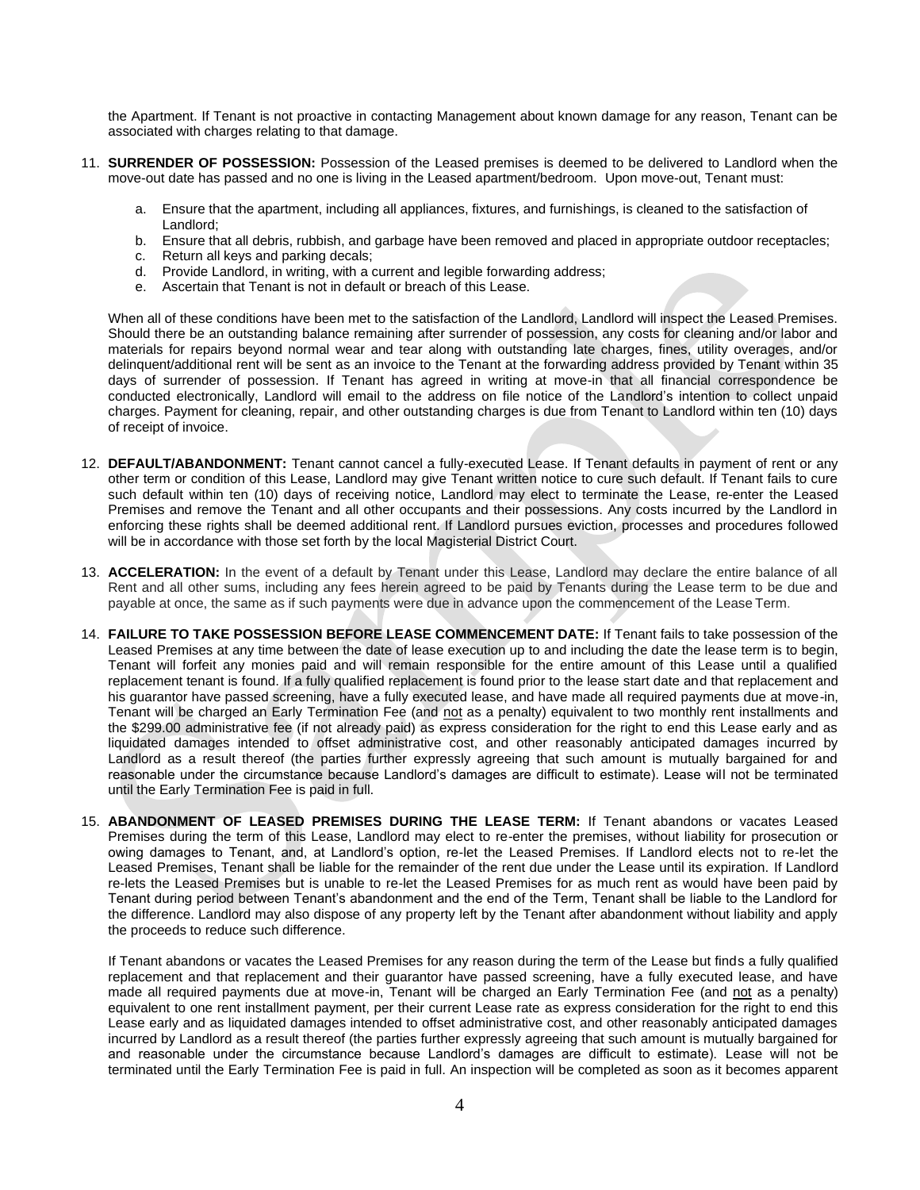the Apartment. If Tenant is not proactive in contacting Management about known damage for any reason, Tenant can be associated with charges relating to that damage.

11. **SURRENDER OF POSSESSION:** Possession of the Leased premises is deemed to be delivered to Landlord when the move-out date has passed and no one is living in the Leased apartment/bedroom. Upon move-out, Tenant must:

    a. Ensure that the apartment, including all appliances, fixtures, and furnishings, is cleaned to the satisfaction of Landlord;
    b. Ensure that all debris, rubbish, and garbage have been removed and placed in appropriate outdoor receptacles;
    c. Return all keys and parking decals;
    d. Provide Landlord, in writing, with a current and legible forwarding address;
    e. Ascertain that Tenant is not in default or breach of this Lease.

    When all of these conditions have been met to the satisfaction of the Landlord, Landlord will inspect the Leased Premises. Should there be an outstanding balance remaining after surrender of possession, any costs for cleaning and/or labor and materials for repairs beyond normal wear and tear along with outstanding late charges, fines, utility overages, and/or delinquent/additional rent will be sent as an invoice to the Tenant at the forwarding address provided by Tenant within 35 days of surrender of possession. If Tenant has agreed in writing at move-in that all financial correspondence be conducted electronically, Landlord will email to the address on file notice of the Landlord's intention to collect unpaid charges. Payment for cleaning, repair, and other outstanding charges is due from Tenant to Landlord within ten (10) days of receipt of invoice.

12. **DEFAULT/ABANDONMENT:** Tenant cannot cancel a fully-executed Lease. If Tenant defaults in payment of rent or any other term or condition of this Lease, Landlord may give Tenant written notice to cure such default. If Tenant fails to cure such default within ten (10) days of receiving notice, Landlord may elect to terminate the Lease, re-enter the Leased Premises and remove the Tenant and all other occupants and their possessions. Any costs incurred by the Landlord in enforcing these rights shall be deemed additional rent. If Landlord pursues eviction, processes and procedures followed will be in accordance with those set forth by the local Magisterial District Court.

13. **ACCELERATION:** In the event of a default by Tenant under this Lease, Landlord may declare the entire balance of all Rent and all other sums, including any fees herein agreed to be paid by Tenants during the Lease term to be due and payable at once, the same as if such payments were due in advance upon the commencement of the Lease Term.

14. **FAILURE TO TAKE POSSESSION BEFORE LEASE COMMENCEMENT DATE:** If Tenant fails to take possession of the Leased Premises at any time between the date of lease execution up to and including the date the lease term is to begin, Tenant will forfeit any monies paid and will remain responsible for the entire amount of this Lease until a qualified replacement tenant is found. If a fully qualified replacement is found prior to the lease start date and that replacement and his guarantor have passed screening, have a fully executed lease, and have made all required payments due at move-in, Tenant will be charged an Early Termination Fee (and <u>not</u> as a penalty) equivalent to two monthly rent installments and the $299.00 administrative fee (if not already paid) as express consideration for the right to end this Lease early and as liquidated damages intended to offset administrative cost, and other reasonably anticipated damages incurred by Landlord as a result thereof (the parties further expressly agreeing that such amount is mutually bargained for and reasonable under the circumstance because Landlord's damages are difficult to estimate). Lease will not be terminated until the Early Termination Fee is paid in full.

15. **ABANDONMENT OF LEASED PREMISES DURING THE LEASE TERM:** If Tenant abandons or vacates Leased Premises during the term of this Lease, Landlord may elect to re-enter the premises, without liability for prosecution or owing damages to Tenant, and, at Landlord's option, re-let the Leased Premises. If Landlord elects not to re-let the Leased Premises, Tenant shall be liable for the remainder of the rent due under the Lease until its expiration. If Landlord re-lets the Leased Premises but is unable to re-let the Leased Premises for as much rent as would have been paid by Tenant during period between Tenant's abandonment and the end of the Term, Tenant shall be liable to the Landlord for the difference. Landlord may also dispose of any property left by the Tenant after abandonment without liability and apply the proceeds to reduce such difference.

    If Tenant abandons or vacates the Leased Premises for any reason during the term of the Lease but finds a fully qualified replacement and that replacement and their guarantor have passed screening, have a fully executed lease, and have made all required payments due at move-in, Tenant will be charged an Early Termination Fee (and <u>not</u> as a penalty) equivalent to one rent installment payment, per their current Lease rate as express consideration for the right to end this Lease early and as liquidated damages intended to offset administrative cost, and other reasonably anticipated damages incurred by Landlord as a result thereof (the parties further expressly agreeing that such amount is mutually bargained for and reasonable under the circumstance because Landlord's damages are difficult to estimate). Lease will not be terminated until the Early Termination Fee is paid in full. An inspection will be completed as soon as it becomes apparent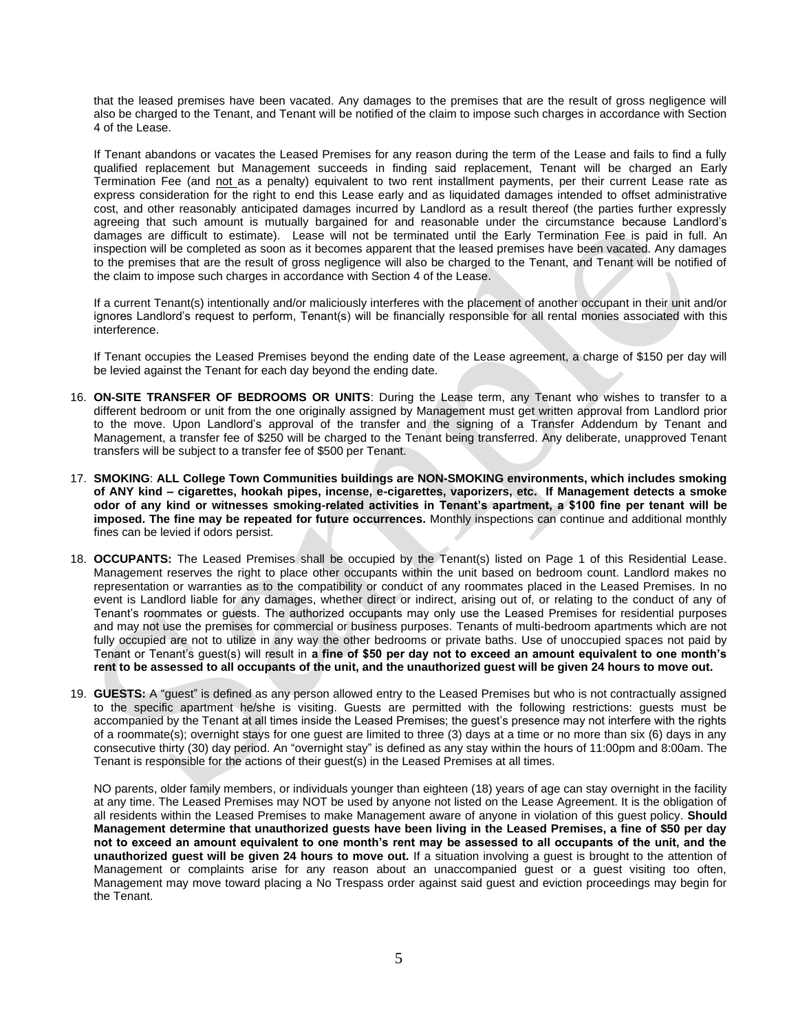that the leased premises have been vacated. Any damages to the premises that are the result of gross negligence will also be charged to the Tenant, and Tenant will be notified of the claim to impose such charges in accordance with Section 4 of the Lease.

If Tenant abandons or vacates the Leased Premises for any reason during the term of the Lease and fails to find a fully qualified replacement but Management succeeds in finding said replacement, Tenant will be charged an Early Termination Fee (and not as a penalty) equivalent to two rent installment payments, per their current Lease rate as express consideration for the right to end this Lease early and as liquidated damages intended to offset administrative cost, and other reasonably anticipated damages incurred by Landlord as a result thereof (the parties further expressly agreeing that such amount is mutually bargained for and reasonable under the circumstance because Landlord's damages are difficult to estimate). Lease will not be terminated until the Early Termination Fee is paid in full. An inspection will be completed as soon as it becomes apparent that the leased premises have been vacated. Any damages to the premises that are the result of gross negligence will also be charged to the Tenant, and Tenant will be notified of the claim to impose such charges in accordance with Section 4 of the Lease.

If a current Tenant(s) intentionally and/or maliciously interferes with the placement of another occupant in their unit and/or ignores Landlord's request to perform, Tenant(s) will be financially responsible for all rental monies associated with this interference.

If Tenant occupies the Leased Premises beyond the ending date of the Lease agreement, a charge of $150 per day will be levied against the Tenant for each day beyond the ending date.

16. **ON-SITE TRANSFER OF BEDROOMS OR UNITS**: During the Lease term, any Tenant who wishes to transfer to a different bedroom or unit from the one originally assigned by Management must get written approval from Landlord prior to the move. Upon Landlord's approval of the transfer and the signing of a Transfer Addendum by Tenant and Management, a transfer fee of $250 will be charged to the Tenant being transferred. Any deliberate, unapproved Tenant transfers will be subject to a transfer fee of $500 per Tenant.

17. **SMOKING**: **ALL College Town Communities buildings are NON-SMOKING environments, which includes smoking of ANY kind – cigarettes, hookah pipes, incense, e-cigarettes, vaporizers, etc. If Management detects a smoke odor of any kind or witnesses smoking-related activities in Tenant's apartment, a $100 fine per tenant will be imposed. The fine may be repeated for future occurrences.** Monthly inspections can continue and additional monthly fines can be levied if odors persist.

18. **OCCUPANTS:** The Leased Premises shall be occupied by the Tenant(s) listed on Page 1 of this Residential Lease. Management reserves the right to place other occupants within the unit based on bedroom count. Landlord makes no representation or warranties as to the compatibility or conduct of any roommates placed in the Leased Premises. In no event is Landlord liable for any damages, whether direct or indirect, arising out of, or relating to the conduct of any of Tenant's roommates or guests. The authorized occupants may only use the Leased Premises for residential purposes and may not use the premises for commercial or business purposes. Tenants of multi-bedroom apartments which are not fully occupied are not to utilize in any way the other bedrooms or private baths. Use of unoccupied spaces not paid by Tenant or Tenant's guest(s) will result in **a fine of $50 per day not to exceed an amount equivalent to one month's rent to be assessed to all occupants of the unit, and the unauthorized guest will be given 24 hours to move out.**

19. **GUESTS:** A "guest" is defined as any person allowed entry to the Leased Premises but who is not contractually assigned to the specific apartment he/she is visiting. Guests are permitted with the following restrictions: guests must be accompanied by the Tenant at all times inside the Leased Premises; the guest's presence may not interfere with the rights of a roommate(s); overnight stays for one guest are limited to three (3) days at a time or no more than six (6) days in any consecutive thirty (30) day period. An "overnight stay" is defined as any stay within the hours of 11:00pm and 8:00am. The Tenant is responsible for the actions of their guest(s) in the Leased Premises at all times.

    NO parents, older family members, or individuals younger than eighteen (18) years of age can stay overnight in the facility at any time. The Leased Premises may NOT be used by anyone not listed on the Lease Agreement. It is the obligation of all residents within the Leased Premises to make Management aware of anyone in violation of this guest policy. **Should Management determine that unauthorized guests have been living in the Leased Premises, a fine of $50 per day not to exceed an amount equivalent to one month's rent may be assessed to all occupants of the unit, and the unauthorized guest will be given 24 hours to move out.** If a situation involving a guest is brought to the attention of Management or complaints arise for any reason about an unaccompanied guest or a guest visiting too often, Management may move toward placing a No Trespass order against said guest and eviction proceedings may begin for the Tenant.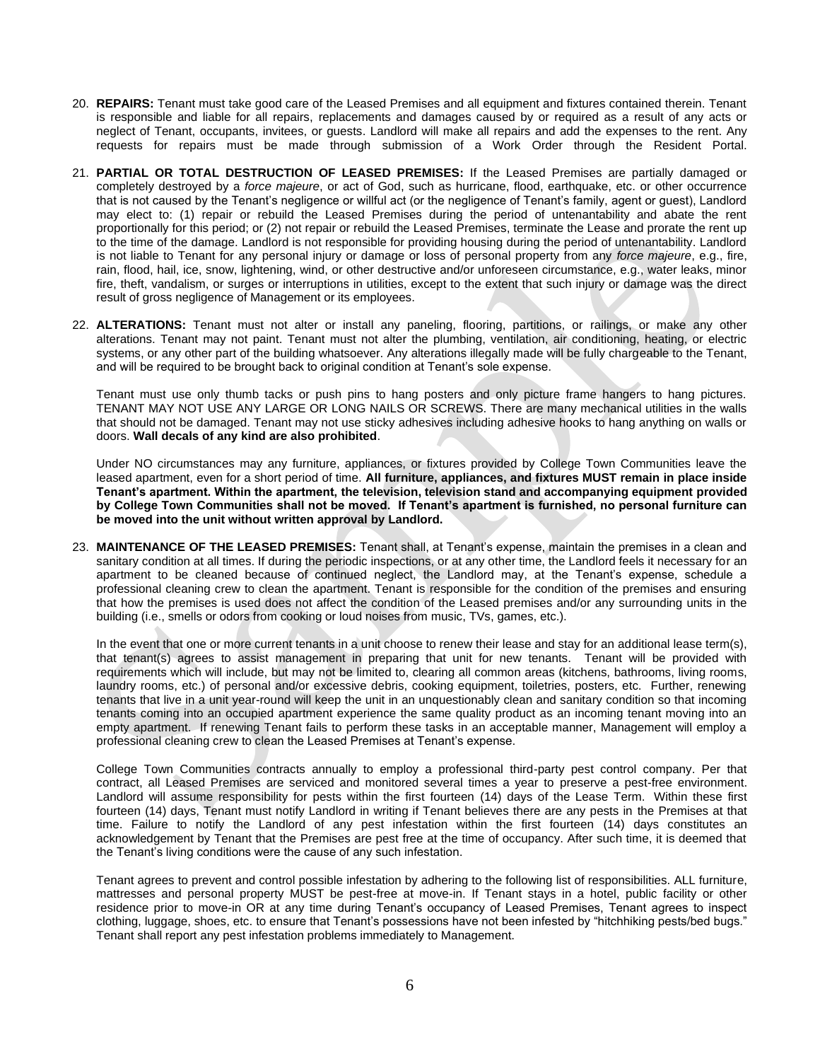20. **REPAIRS:** Tenant must take good care of the Leased Premises and all equipment and fixtures contained therein. Tenant is responsible and liable for all repairs, replacements and damages caused by or required as a result of any acts or neglect of Tenant, occupants, invitees, or guests. Landlord will make all repairs and add the expenses to the rent. Any requests for repairs must be made through submission of a Work Order through the Resident Portal.

21. **PARTIAL OR TOTAL DESTRUCTION OF LEASED PREMISES:** If the Leased Premises are partially damaged or completely destroyed by a *force majeure*, or act of God, such as hurricane, flood, earthquake, etc. or other occurrence that is not caused by the Tenant's negligence or willful act (or the negligence of Tenant's family, agent or guest), Landlord may elect to: (1) repair or rebuild the Leased Premises during the period of untenantability and abate the rent proportionally for this period; or (2) not repair or rebuild the Leased Premises, terminate the Lease and prorate the rent up to the time of the damage. Landlord is not responsible for providing housing during the period of untenantability. Landlord is not liable to Tenant for any personal injury or damage or loss of personal property from any *force majeure*, e.g., fire, rain, flood, hail, ice, snow, lightening, wind, or other destructive and/or unforeseen circumstance, e.g., water leaks, minor fire, theft, vandalism, or surges or interruptions in utilities, except to the extent that such injury or damage was the direct result of gross negligence of Management or its employees.

22. **ALTERATIONS:** Tenant must not alter or install any paneling, flooring, partitions, or railings, or make any other alterations. Tenant may not paint. Tenant must not alter the plumbing, ventilation, air conditioning, heating, or electric systems, or any other part of the building whatsoever. Any alterations illegally made will be fully chargeable to the Tenant, and will be required to be brought back to original condition at Tenant's sole expense.

    Tenant must use only thumb tacks or push pins to hang posters and only picture frame hangers to hang pictures. TENANT MAY NOT USE ANY LARGE OR LONG NAILS OR SCREWS. There are many mechanical utilities in the walls that should not be damaged. Tenant may not use sticky adhesives including adhesive hooks to hang anything on walls or doors. **Wall decals of any kind are also prohibited**.

    Under NO circumstances may any furniture, appliances, or fixtures provided by College Town Communities leave the leased apartment, even for a short period of time. **All furniture, appliances, and fixtures MUST remain in place inside Tenant's apartment. Within the apartment, the television, television stand and accompanying equipment provided by College Town Communities shall not be moved. If Tenant's apartment is furnished, no personal furniture can be moved into the unit without written approval by Landlord.**

23. **MAINTENANCE OF THE LEASED PREMISES:** Tenant shall, at Tenant's expense, maintain the premises in a clean and sanitary condition at all times. If during the periodic inspections, or at any other time, the Landlord feels it necessary for an apartment to be cleaned because of continued neglect, the Landlord may, at the Tenant's expense, schedule a professional cleaning crew to clean the apartment. Tenant is responsible for the condition of the premises and ensuring that how the premises is used does not affect the condition of the Leased premises and/or any surrounding units in the building (i.e., smells or odors from cooking or loud noises from music, TVs, games, etc.).

    In the event that one or more current tenants in a unit choose to renew their lease and stay for an additional lease term(s), that tenant(s) agrees to assist management in preparing that unit for new tenants. Tenant will be provided with requirements which will include, but may not be limited to, clearing all common areas (kitchens, bathrooms, living rooms, laundry rooms, etc.) of personal and/or excessive debris, cooking equipment, toiletries, posters, etc. Further, renewing tenants that live in a unit year-round will keep the unit in an unquestionably clean and sanitary condition so that incoming tenants coming into an occupied apartment experience the same quality product as an incoming tenant moving into an empty apartment. If renewing Tenant fails to perform these tasks in an acceptable manner, Management will employ a professional cleaning crew to clean the Leased Premises at Tenant's expense.

    College Town Communities contracts annually to employ a professional third-party pest control company. Per that contract, all Leased Premises are serviced and monitored several times a year to preserve a pest-free environment. Landlord will assume responsibility for pests within the first fourteen (14) days of the Lease Term. Within these first fourteen (14) days, Tenant must notify Landlord in writing if Tenant believes there are any pests in the Premises at that time. Failure to notify the Landlord of any pest infestation within the first fourteen (14) days constitutes an acknowledgement by Tenant that the Premises are pest free at the time of occupancy. After such time, it is deemed that the Tenant's living conditions were the cause of any such infestation.

    Tenant agrees to prevent and control possible infestation by adhering to the following list of responsibilities. ALL furniture, mattresses and personal property MUST be pest-free at move-in. If Tenant stays in a hotel, public facility or other residence prior to move-in OR at any time during Tenant's occupancy of Leased Premises, Tenant agrees to inspect clothing, luggage, shoes, etc. to ensure that Tenant's possessions have not been infested by "hitchhiking pests/bed bugs." Tenant shall report any pest infestation problems immediately to Management.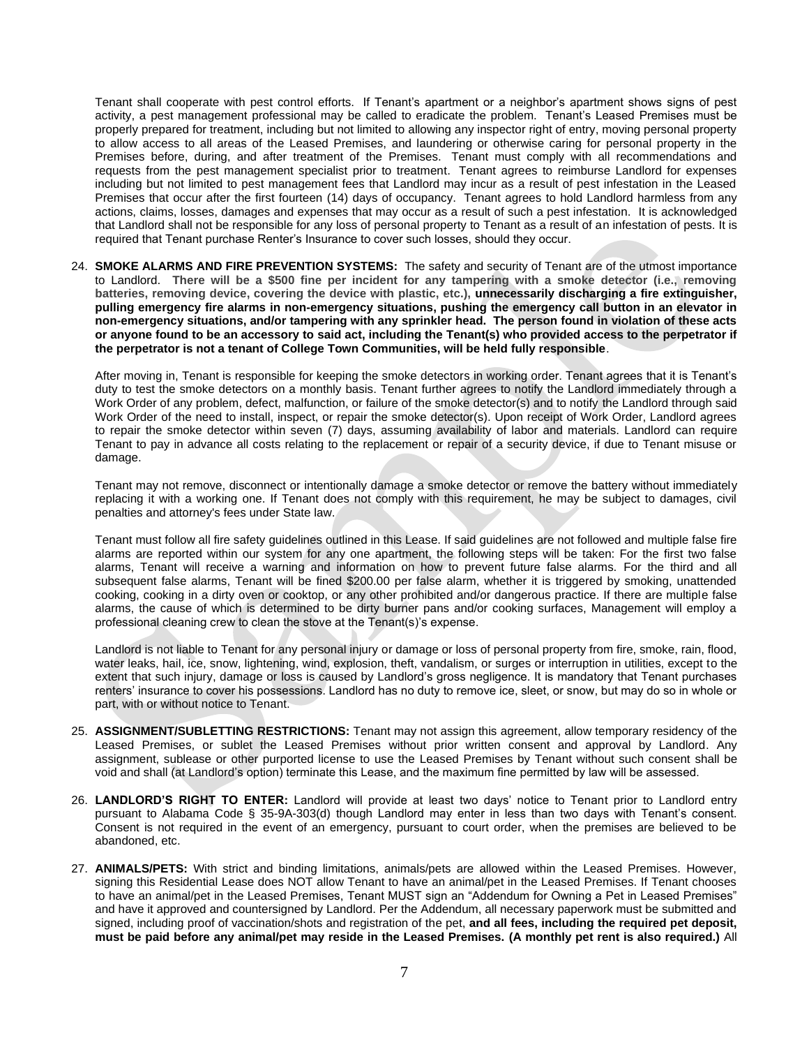Tenant shall cooperate with pest control efforts. If Tenant's apartment or a neighbor's apartment shows signs of pest activity, a pest management professional may be called to eradicate the problem. Tenant's Leased Premises must be properly prepared for treatment, including but not limited to allowing any inspector right of entry, moving personal property to allow access to all areas of the Leased Premises, and laundering or otherwise caring for personal property in the Premises before, during, and after treatment of the Premises. Tenant must comply with all recommendations and requests from the pest management specialist prior to treatment. Tenant agrees to reimburse Landlord for expenses including but not limited to pest management fees that Landlord may incur as a result of pest infestation in the Leased Premises that occur after the first fourteen (14) days of occupancy. Tenant agrees to hold Landlord harmless from any actions, claims, losses, damages and expenses that may occur as a result of such a pest infestation. It is acknowledged that Landlord shall not be responsible for any loss of personal property to Tenant as a result of an infestation of pests. It is required that Tenant purchase Renter's Insurance to cover such losses, should they occur.

24. **SMOKE ALARMS AND FIRE PREVENTION SYSTEMS:** The safety and security of Tenant are of the utmost importance to Landlord. **There will be a $500 fine per incident for any tampering with a smoke detector (i.e., removing batteries, removing device, covering the device with plastic, etc.), unnecessarily discharging a fire extinguisher, pulling emergency fire alarms in non-emergency situations, pushing the emergency call button in an elevator in non-emergency situations, and/or tampering with any sprinkler head. The person found in violation of these acts or anyone found to be an accessory to said act, including the Tenant(s) who provided access to the perpetrator if the perpetrator is not a tenant of College Town Communities, will be held fully responsible**.

    After moving in, Tenant is responsible for keeping the smoke detectors in working order. Tenant agrees that it is Tenant's duty to test the smoke detectors on a monthly basis. Tenant further agrees to notify the Landlord immediately through a Work Order of any problem, defect, malfunction, or failure of the smoke detector(s) and to notify the Landlord through said Work Order of the need to install, inspect, or repair the smoke detector(s). Upon receipt of Work Order, Landlord agrees to repair the smoke detector within seven (7) days, assuming availability of labor and materials. Landlord can require Tenant to pay in advance all costs relating to the replacement or repair of a security device, if due to Tenant misuse or damage.

    Tenant may not remove, disconnect or intentionally damage a smoke detector or remove the battery without immediately replacing it with a working one. If Tenant does not comply with this requirement, he may be subject to damages, civil penalties and attorney's fees under State law.

    Tenant must follow all fire safety guidelines outlined in this Lease. If said guidelines are not followed and multiple false fire alarms are reported within our system for any one apartment, the following steps will be taken: For the first two false alarms, Tenant will receive a warning and information on how to prevent future false alarms. For the third and all subsequent false alarms, Tenant will be fined $200.00 per false alarm, whether it is triggered by smoking, unattended cooking, cooking in a dirty oven or cooktop, or any other prohibited and/or dangerous practice. If there are multiple false alarms, the cause of which is determined to be dirty burner pans and/or cooking surfaces, Management will employ a professional cleaning crew to clean the stove at the Tenant(s)'s expense.

    Landlord is not liable to Tenant for any personal injury or damage or loss of personal property from fire, smoke, rain, flood, water leaks, hail, ice, snow, lightening, wind, explosion, theft, vandalism, or surges or interruption in utilities, except to the extent that such injury, damage or loss is caused by Landlord's gross negligence. It is mandatory that Tenant purchases renters' insurance to cover his possessions. Landlord has no duty to remove ice, sleet, or snow, but may do so in whole or part, with or without notice to Tenant.

25. **ASSIGNMENT/SUBLETTING RESTRICTIONS:** Tenant may not assign this agreement, allow temporary residency of the Leased Premises, or sublet the Leased Premises without prior written consent and approval by Landlord. Any assignment, sublease or other purported license to use the Leased Premises by Tenant without such consent shall be void and shall (at Landlord's option) terminate this Lease, and the maximum fine permitted by law will be assessed.

26. **LANDLORD'S RIGHT TO ENTER:** Landlord will provide at least two days' notice to Tenant prior to Landlord entry pursuant to Alabama Code § 35-9A-303(d) though Landlord may enter in less than two days with Tenant's consent. Consent is not required in the event of an emergency, pursuant to court order, when the premises are believed to be abandoned, etc.

27. **ANIMALS/PETS:** With strict and binding limitations, animals/pets are allowed within the Leased Premises. However, signing this Residential Lease does NOT allow Tenant to have an animal/pet in the Leased Premises. If Tenant chooses to have an animal/pet in the Leased Premises, Tenant MUST sign an "Addendum for Owning a Pet in Leased Premises" and have it approved and countersigned by Landlord. Per the Addendum, all necessary paperwork must be submitted and signed, including proof of vaccination/shots and registration of the pet, **and all fees, including the required pet deposit, must be paid before any animal/pet may reside in the Leased Premises. (A monthly pet rent is also required.)** All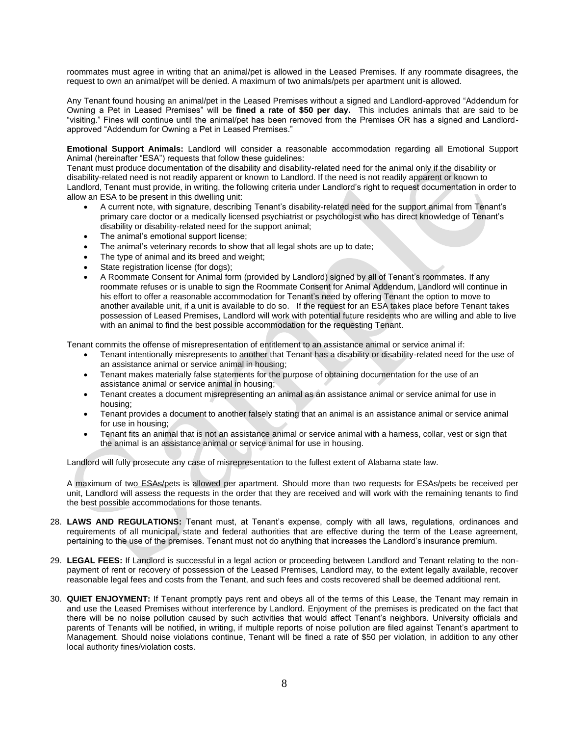roommates must agree in writing that an animal/pet is allowed in the Leased Premises. If any roommate disagrees, the request to own an animal/pet will be denied. A maximum of two animals/pets per apartment unit is allowed.

Any Tenant found housing an animal/pet in the Leased Premises without a signed and Landlord-approved "Addendum for Owning a Pet in Leased Premises" will be **fined a rate of $50 per day.** This includes animals that are said to be "visiting." Fines will continue until the animal/pet has been removed from the Premises OR has a signed and Landlord-approved "Addendum for Owning a Pet in Leased Premises."

**Emotional Support Animals:** Landlord will consider a reasonable accommodation regarding all Emotional Support Animal (hereinafter "ESA") requests that follow these guidelines:
Tenant must produce documentation of the disability and disability-related need for the animal only if the disability or disability-related need is not readily apparent or known to Landlord. If the need is not readily apparent or known to Landlord, Tenant must provide, in writing, the following criteria under Landlord's right to request documentation in order to allow an ESA to be present in this dwelling unit:

- A current note, with signature, describing Tenant's disability-related need for the support animal from Tenant's primary care doctor or a medically licensed psychiatrist or psychologist who has direct knowledge of Tenant's disability or disability-related need for the support animal;
- The animal's emotional support license;
- The animal's veterinary records to show that all legal shots are up to date;
- The type of animal and its breed and weight;
- State registration license (for dogs);
- A Roommate Consent for Animal form (provided by Landlord) signed by all of Tenant's roommates. If any roommate refuses or is unable to sign the Roommate Consent for Animal Addendum, Landlord will continue in his effort to offer a reasonable accommodation for Tenant's need by offering Tenant the option to move to another available unit, if a unit is available to do so. If the request for an ESA takes place before Tenant takes possession of Leased Premises, Landlord will work with potential future residents who are willing and able to live with an animal to find the best possible accommodation for the requesting Tenant.

Tenant commits the offense of misrepresentation of entitlement to an assistance animal or service animal if:

- Tenant intentionally misrepresents to another that Tenant has a disability or disability-related need for the use of an assistance animal or service animal in housing;
- Tenant makes materially false statements for the purpose of obtaining documentation for the use of an assistance animal or service animal in housing;
- Tenant creates a document misrepresenting an animal as an assistance animal or service animal for use in housing;
- Tenant provides a document to another falsely stating that an animal is an assistance animal or service animal for use in housing;
- Tenant fits an animal that is not an assistance animal or service animal with a harness, collar, vest or sign that the animal is an assistance animal or service animal for use in housing.

Landlord will fully prosecute any case of misrepresentation to the fullest extent of Alabama state law.

A maximum of two ESAs/pets is allowed per apartment. Should more than two requests for ESAs/pets be received per unit, Landlord will assess the requests in the order that they are received and will work with the remaining tenants to find the best possible accommodations for those tenants.

28. **LAWS AND REGULATIONS:** Tenant must, at Tenant's expense, comply with all laws, regulations, ordinances and requirements of all municipal, state and federal authorities that are effective during the term of the Lease agreement, pertaining to the use of the premises. Tenant must not do anything that increases the Landlord's insurance premium.

29. **LEGAL FEES:** If Landlord is successful in a legal action or proceeding between Landlord and Tenant relating to the non-payment of rent or recovery of possession of the Leased Premises, Landlord may, to the extent legally available, recover reasonable legal fees and costs from the Tenant, and such fees and costs recovered shall be deemed additional rent.

30. **QUIET ENJOYMENT:** If Tenant promptly pays rent and obeys all of the terms of this Lease, the Tenant may remain in and use the Leased Premises without interference by Landlord. Enjoyment of the premises is predicated on the fact that there will be no noise pollution caused by such activities that would affect Tenant's neighbors. University officials and parents of Tenants will be notified, in writing, if multiple reports of noise pollution are filed against Tenant's apartment to Management. Should noise violations continue, Tenant will be fined a rate of $50 per violation, in addition to any other local authority fines/violation costs.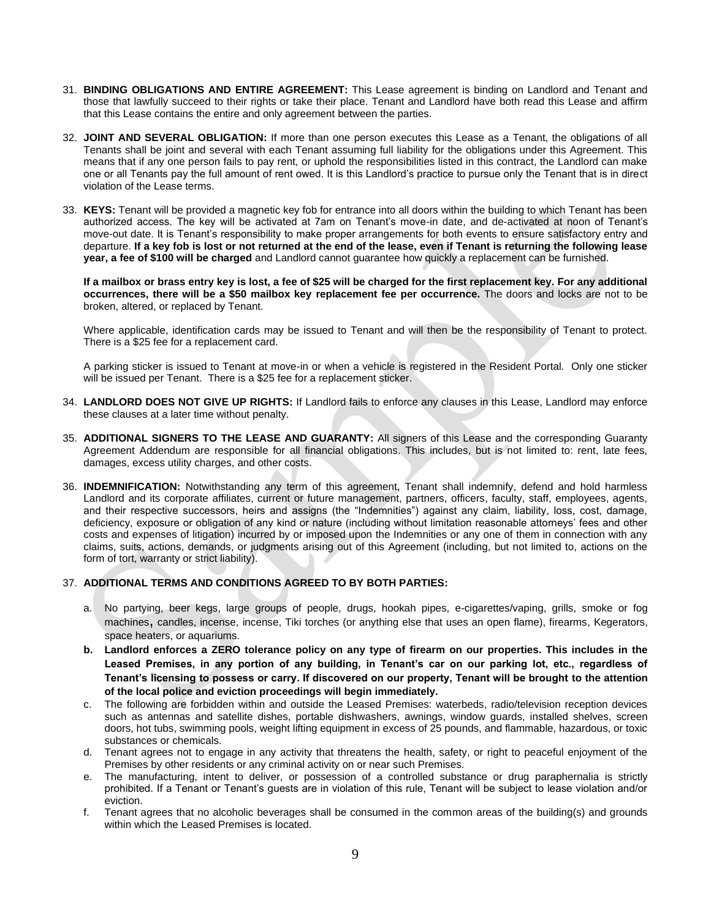31. **BINDING OBLIGATIONS AND ENTIRE AGREEMENT:** This Lease agreement is binding on Landlord and Tenant and those that lawfully succeed to their rights or take their place. Tenant and Landlord have both read this Lease and affirm that this Lease contains the entire and only agreement between the parties.

32. **JOINT AND SEVERAL OBLIGATION:** If more than one person executes this Lease as a Tenant, the obligations of all Tenants shall be joint and several with each Tenant assuming full liability for the obligations under this Agreement. This means that if any one person fails to pay rent, or uphold the responsibilities listed in this contract, the Landlord can make one or all Tenants pay the full amount of rent owed. It is this Landlord's practice to pursue only the Tenant that is in direct violation of the Lease terms.

33. **KEYS:** Tenant will be provided a magnetic key fob for entrance into all doors within the building to which Tenant has been authorized access. The key will be activated at 7am on Tenant's move-in date, and de-activated at noon of Tenant's move-out date. It is Tenant's responsibility to make proper arrangements for both events to ensure satisfactory entry and departure. **If a key fob is lost or not returned at the end of the lease, even if Tenant is returning the following lease year, a fee of $100 will be charged** and Landlord cannot guarantee how quickly a replacement can be furnished.

    **If a mailbox or brass entry key is lost, a fee of $25 will be charged for the first replacement key. For any additional occurrences, there will be a $50 mailbox key replacement fee per occurrence.** The doors and locks are not to be broken, altered, or replaced by Tenant.

    Where applicable, identification cards may be issued to Tenant and will then be the responsibility of Tenant to protect. There is a $25 fee for a replacement card.

    A parking sticker is issued to Tenant at move-in or when a vehicle is registered in the Resident Portal. Only one sticker will be issued per Tenant. There is a $25 fee for a replacement sticker.

34. **LANDLORD DOES NOT GIVE UP RIGHTS:** If Landlord fails to enforce any clauses in this Lease, Landlord may enforce these clauses at a later time without penalty.

35. **ADDITIONAL SIGNERS TO THE LEASE AND GUARANTY:** All signers of this Lease and the corresponding Guaranty Agreement Addendum are responsible for all financial obligations. This includes, but is not limited to: rent, late fees, damages, excess utility charges, and other costs.

36. **INDEMNIFICATION:** Notwithstanding any term of this agreement, Tenant shall indemnify, defend and hold harmless Landlord and its corporate affiliates, current or future management, partners, officers, faculty, staff, employees, agents, and their respective successors, heirs and assigns (the "Indemnities") against any claim, liability, loss, cost, damage, deficiency, exposure or obligation of any kind or nature (including without limitation reasonable attorneys' fees and other costs and expenses of litigation) incurred by or imposed upon the Indemnities or any one of them in connection with any claims, suits, actions, demands, or judgments arising out of this Agreement (including, but not limited to, actions on the form of tort, warranty or strict liability).

37. **ADDITIONAL TERMS AND CONDITIONS AGREED TO BY BOTH PARTIES:**

    a. No partying, beer kegs, large groups of people, drugs, hookah pipes, e-cigarettes/vaping, grills, smoke or fog machines, candles, incense, incense, Tiki torches (or anything else that uses an open flame), firearms, Kegerators, space heaters, or aquariums.
    
    **b. Landlord enforces a ZERO tolerance policy on any type of firearm on our properties. This includes in the Leased Premises, in any portion of any building, in Tenant's car on our parking lot, etc., regardless of Tenant's licensing to possess or carry. If discovered on our property, Tenant will be brought to the attention of the local police and eviction proceedings will begin immediately.**
    
    c. The following are forbidden within and outside the Leased Premises: waterbeds, radio/television reception devices such as antennas and satellite dishes, portable dishwashers, awnings, window guards, installed shelves, screen doors, hot tubs, swimming pools, weight lifting equipment in excess of 25 pounds, and flammable, hazardous, or toxic substances or chemicals.
    
    d. Tenant agrees not to engage in any activity that threatens the health, safety, or right to peaceful enjoyment of the Premises by other residents or any criminal activity on or near such Premises.
    
    e. The manufacturing, intent to deliver, or possession of a controlled substance or drug paraphernalia is strictly prohibited. If a Tenant or Tenant's guests are in violation of this rule, Tenant will be subject to lease violation and/or eviction.
    
    f. Tenant agrees that no alcoholic beverages shall be consumed in the common areas of the building(s) and grounds within which the Leased Premises is located.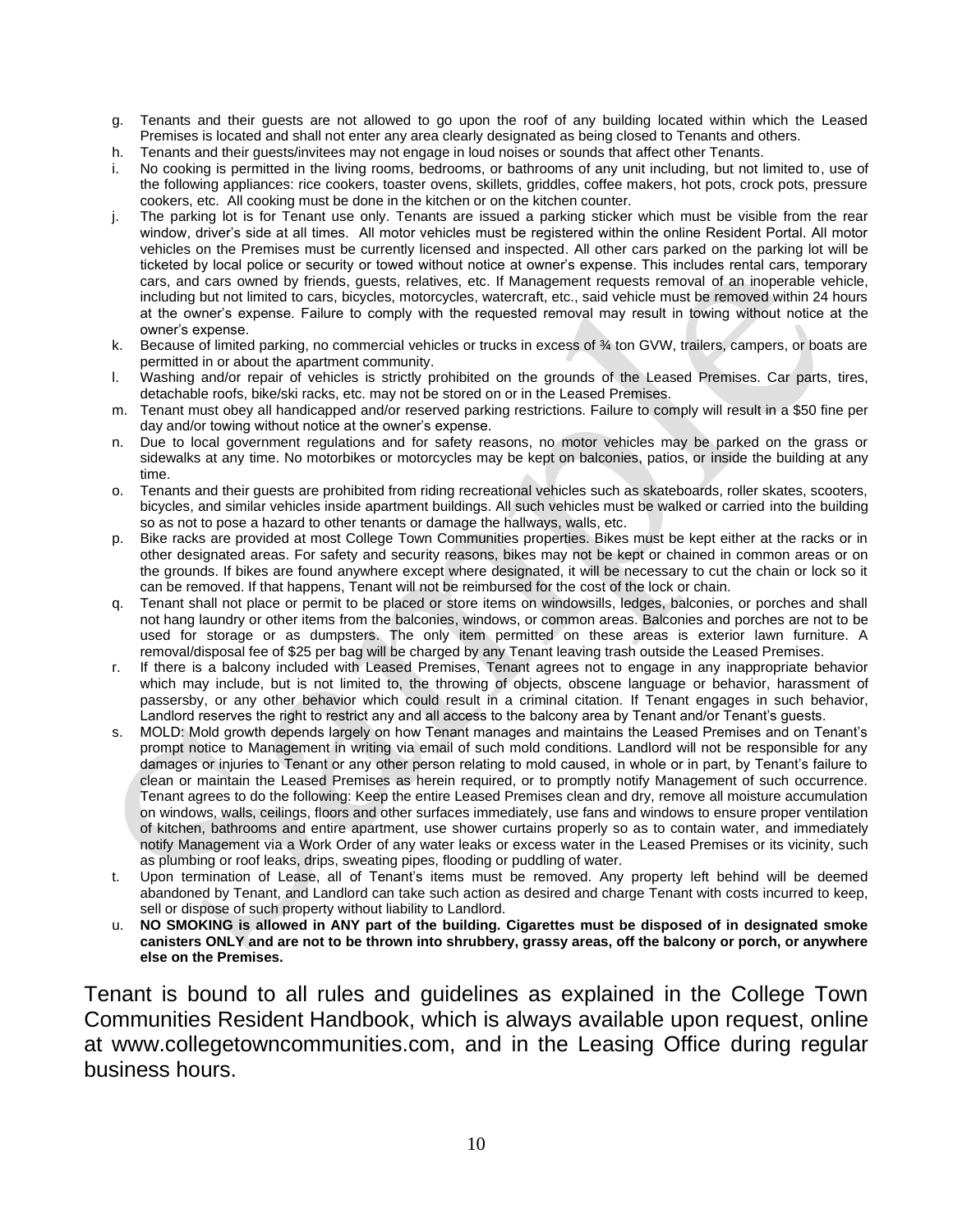g. Tenants and their guests are not allowed to go upon the roof of any building located within which the Leased Premises is located and shall not enter any area clearly designated as being closed to Tenants and others.
h. Tenants and their guests/invitees may not engage in loud noises or sounds that affect other Tenants.
i. No cooking is permitted in the living rooms, bedrooms, or bathrooms of any unit including, but not limited to, use of the following appliances: rice cookers, toaster ovens, skillets, griddles, coffee makers, hot pots, crock pots, pressure cookers, etc. All cooking must be done in the kitchen or on the kitchen counter.
j. The parking lot is for Tenant use only. Tenants are issued a parking sticker which must be visible from the rear window, driver's side at all times. All motor vehicles must be registered within the online Resident Portal. All motor vehicles on the Premises must be currently licensed and inspected. All other cars parked on the parking lot will be ticketed by local police or security or towed without notice at owner's expense. This includes rental cars, temporary cars, and cars owned by friends, guests, relatives, etc. If Management requests removal of an inoperable vehicle, including but not limited to cars, bicycles, motorcycles, watercraft, etc., said vehicle must be removed within 24 hours at the owner's expense. Failure to comply with the requested removal may result in towing without notice at the owner's expense.
k. Because of limited parking, no commercial vehicles or trucks in excess of ¾ ton GVW, trailers, campers, or boats are permitted in or about the apartment community.
l. Washing and/or repair of vehicles is strictly prohibited on the grounds of the Leased Premises. Car parts, tires, detachable roofs, bike/ski racks, etc. may not be stored on or in the Leased Premises.
m. Tenant must obey all handicapped and/or reserved parking restrictions. Failure to comply will result in a $50 fine per day and/or towing without notice at the owner's expense.
n. Due to local government regulations and for safety reasons, no motor vehicles may be parked on the grass or sidewalks at any time. No motorbikes or motorcycles may be kept on balconies, patios, or inside the building at any time.
o. Tenants and their guests are prohibited from riding recreational vehicles such as skateboards, roller skates, scooters, bicycles, and similar vehicles inside apartment buildings. All such vehicles must be walked or carried into the building so as not to pose a hazard to other tenants or damage the hallways, walls, etc.
p. Bike racks are provided at most College Town Communities properties. Bikes must be kept either at the racks or in other designated areas. For safety and security reasons, bikes may not be kept or chained in common areas or on the grounds. If bikes are found anywhere except where designated, it will be necessary to cut the chain or lock so it can be removed. If that happens, Tenant will not be reimbursed for the cost of the lock or chain.
q. Tenant shall not place or permit to be placed or store items on windowsills, ledges, balconies, or porches and shall not hang laundry or other items from the balconies, windows, or common areas. Balconies and porches are not to be used for storage or as dumpsters. The only item permitted on these areas is exterior lawn furniture. A removal/disposal fee of $25 per bag will be charged by any Tenant leaving trash outside the Leased Premises.
r. If there is a balcony included with Leased Premises, Tenant agrees not to engage in any inappropriate behavior which may include, but is not limited to, the throwing of objects, obscene language or behavior, harassment of passersby, or any other behavior which could result in a criminal citation. If Tenant engages in such behavior, Landlord reserves the right to restrict any and all access to the balcony area by Tenant and/or Tenant's guests.
s. MOLD: Mold growth depends largely on how Tenant manages and maintains the Leased Premises and on Tenant's prompt notice to Management in writing via email of such mold conditions. Landlord will not be responsible for any damages or injuries to Tenant or any other person relating to mold caused, in whole or in part, by Tenant's failure to clean or maintain the Leased Premises as herein required, or to promptly notify Management of such occurrence. Tenant agrees to do the following: Keep the entire Leased Premises clean and dry, remove all moisture accumulation on windows, walls, ceilings, floors and other surfaces immediately, use fans and windows to ensure proper ventilation of kitchen, bathrooms and entire apartment, use shower curtains properly so as to contain water, and immediately notify Management via a Work Order of any water leaks or excess water in the Leased Premises or its vicinity, such as plumbing or roof leaks, drips, sweating pipes, flooding or puddling of water.
t. Upon termination of Lease, all of Tenant's items must be removed. Any property left behind will be deemed abandoned by Tenant, and Landlord can take such action as desired and charge Tenant with costs incurred to keep, sell or dispose of such property without liability to Landlord.
u. **NO SMOKING is allowed in ANY part of the building. Cigarettes must be disposed of in designated smoke canisters ONLY and are not to be thrown into shrubbery, grassy areas, off the balcony or porch, or anywhere else on the Premises.**

Tenant is bound to all rules and guidelines as explained in the College Town Communities Resident Handbook, which is always available upon request, online at www.collegetowncommunities.com, and in the Leasing Office during regular business hours.